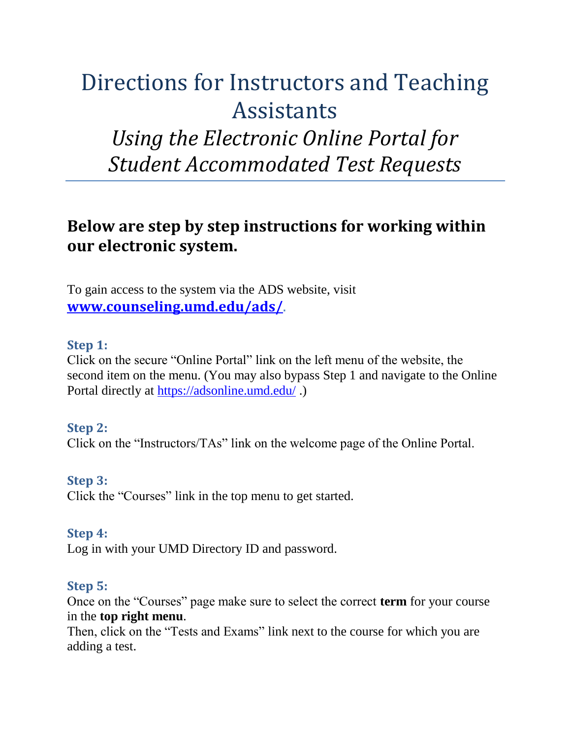# Directions for Instructors and Teaching Assistants

## *Using the Electronic Online Portal for Student Accommodated Test Requests*

---

## Below are step by step instructions for working within our electronic system.

To gain access to the system via the ADS website, visit **www.counseling.umd.edu/ads/**.

### Step 1:

Click on the secure "Online Portal" link on the left menu of the website, the second item on the menu. (You may also bypass Step 1 and navigate to the Online Portal directly at https://adsonline.umd.edu/ .)

### Step 2:

Click on the "Instructors/TAs" link on the welcome page of the Online Portal.

### Step 3:

Click the "Courses" link in the top menu to get started.

### Step 4:

Log in with your UMD Directory ID and password.

### Step 5:

Once on the "Courses" page make sure to select the correct **term** for your course in the **top right menu**.
Then, click on the "Tests and Exams" link next to the course for which you are adding a test.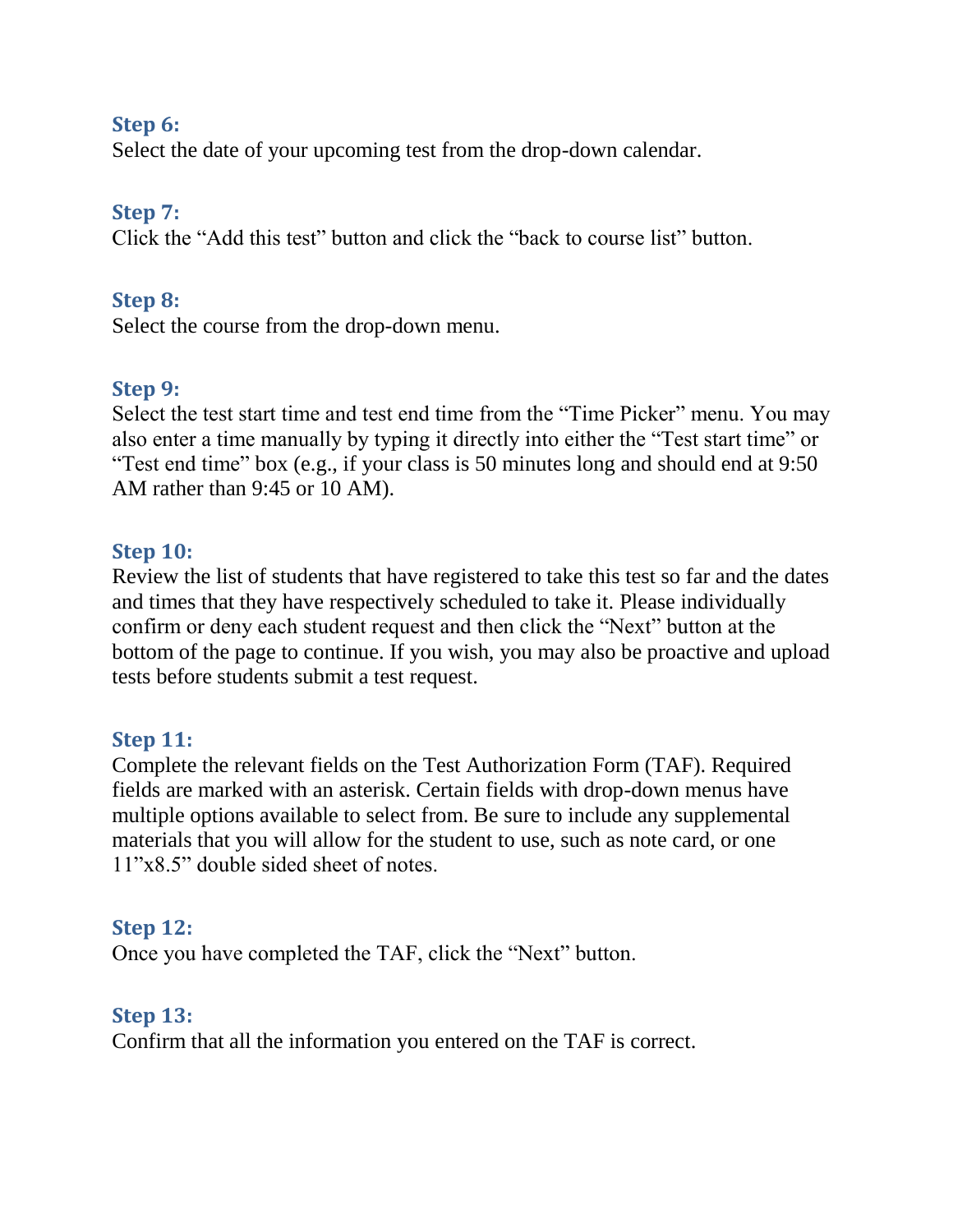### Step 6:

Select the date of your upcoming test from the drop-down calendar.

### Step 7:

Click the “Add this test” button and click the “back to course list” button.

### Step 8:

Select the course from the drop-down menu.

### Step 9:

Select the test start time and test end time from the “Time Picker” menu. You may also enter a time manually by typing it directly into either the “Test start time” or “Test end time” box (e.g., if your class is 50 minutes long and should end at 9:50 AM rather than 9:45 or 10 AM).

### Step 10:

Review the list of students that have registered to take this test so far and the dates and times that they have respectively scheduled to take it. Please individually confirm or deny each student request and then click the “Next” button at the bottom of the page to continue. If you wish, you may also be proactive and upload tests before students submit a test request.

### Step 11:

Complete the relevant fields on the Test Authorization Form (TAF). Required fields are marked with an asterisk. Certain fields with drop-down menus have multiple options available to select from. Be sure to include any supplemental materials that you will allow for the student to use, such as note card, or one 11”x8.5” double sided sheet of notes.

### Step 12:

Once you have completed the TAF, click the “Next” button.

### Step 13:

Confirm that all the information you entered on the TAF is correct.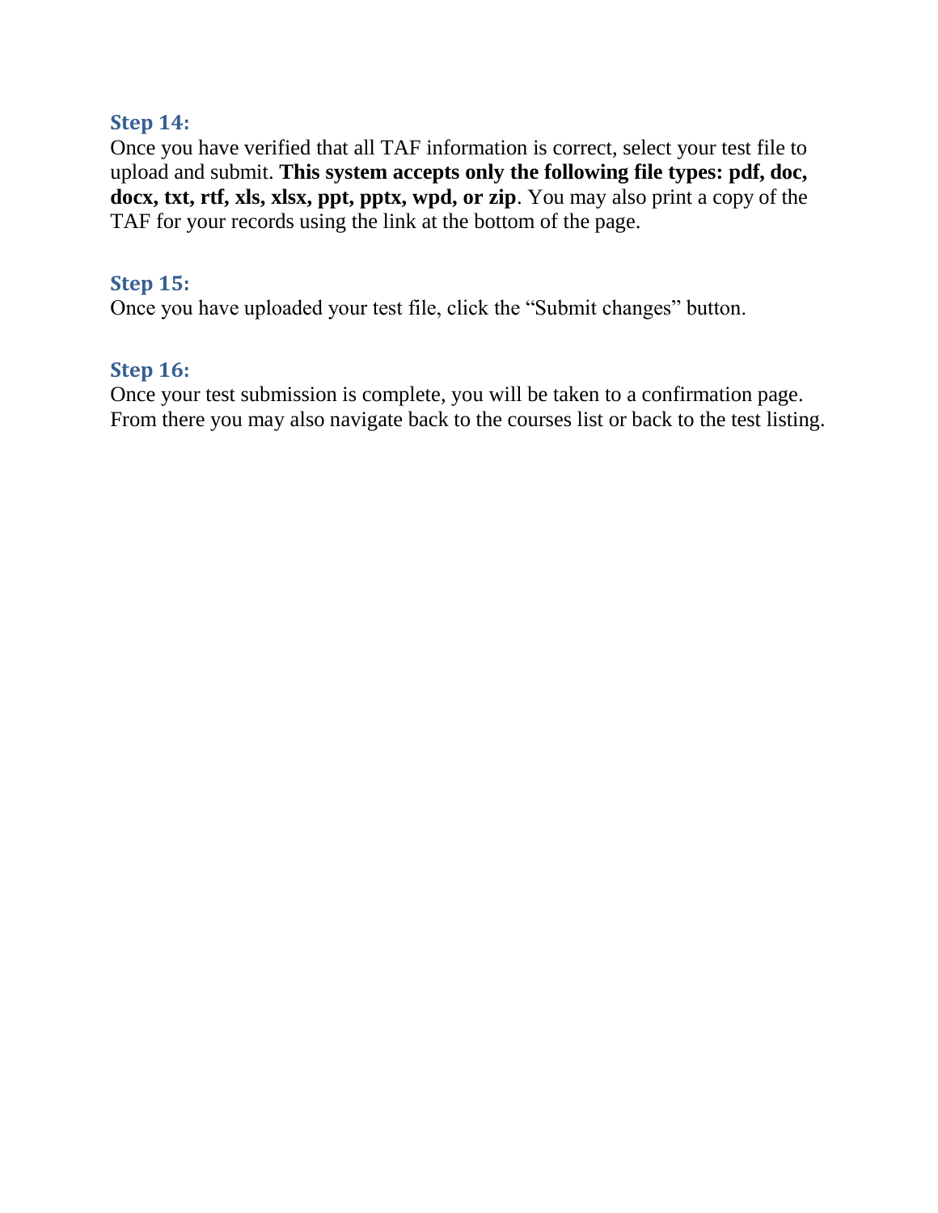### Step 14:

Once you have verified that all TAF information is correct, select your test file to upload and submit. **This system accepts only the following file types: pdf, doc, docx, txt, rtf, xls, xlsx, ppt, pptx, wpd, or zip**. You may also print a copy of the TAF for your records using the link at the bottom of the page.

### Step 15:

Once you have uploaded your test file, click the "Submit changes" button.

### Step 16:

Once your test submission is complete, you will be taken to a confirmation page. From there you may also navigate back to the courses list or back to the test listing.